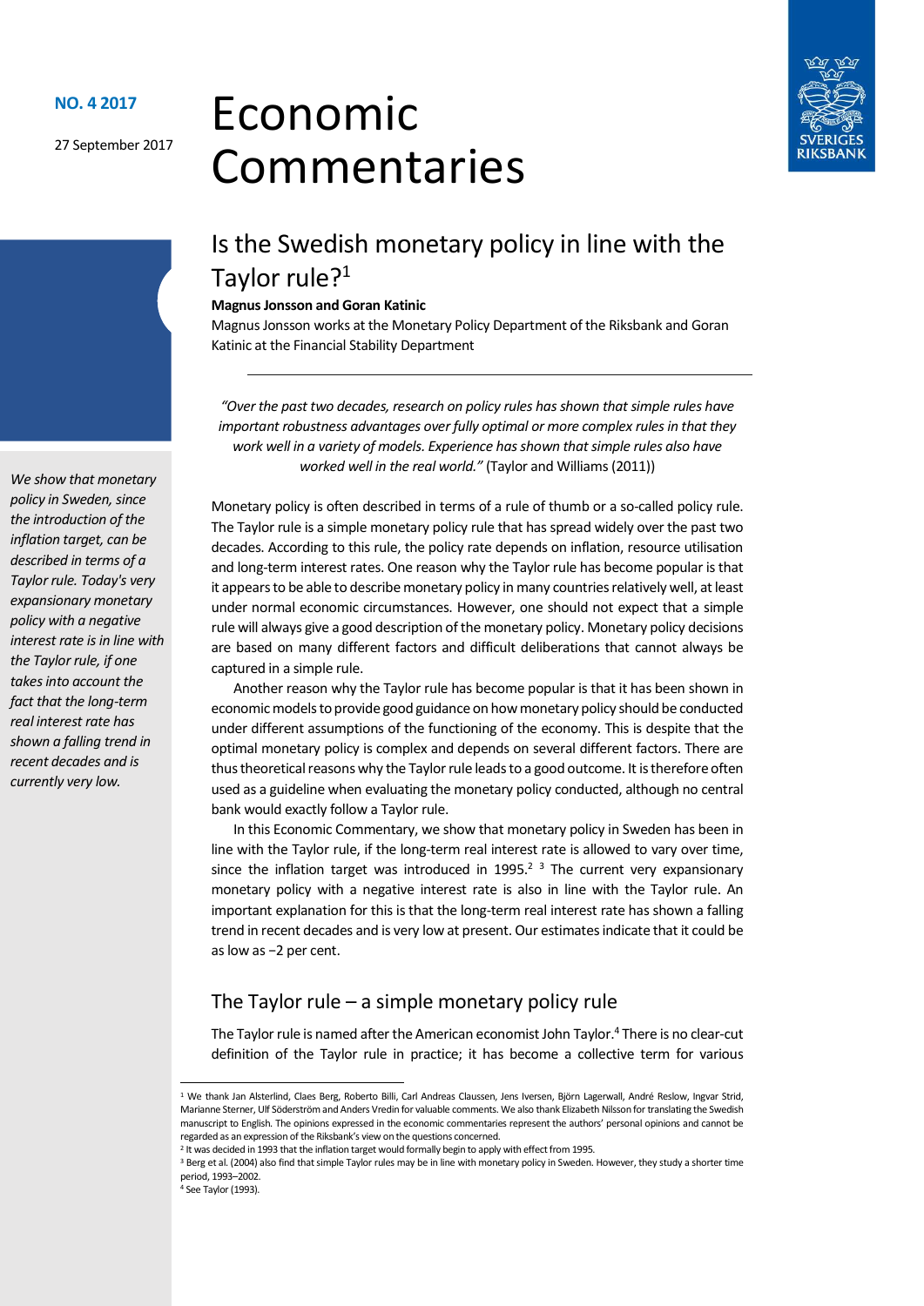NO. 4 2017

27 September 2017

# Economic Commentaries

## Is the Swedish monetary policy in line with the Taylor rule?[1]

**Magnus Jonsson and Goran Katinic**

Magnus Jonsson works at the Monetary Policy Department of the Riksbank and Goran Katinic at the Financial Stability Department

*We show that monetary policy in Sweden, since the introduction of the inflation target, can be described in terms of a Taylor rule. Today's very expansionary monetary policy with a negative interest rate is in line with the Taylor rule, if one takes into account the fact that the long-term real interest rate has shown a falling trend in recent decades and is currently very low.*

*"Over the past two decades, research on policy rules has shown that simple rules have important robustness advantages over fully optimal or more complex rules in that they work well in a variety of models. Experience has shown that simple rules also have worked well in the real world."* (Taylor and Williams (2011))

Monetary policy is often described in terms of a rule of thumb or a so-called policy rule. The Taylor rule is a simple monetary policy rule that has spread widely over the past two decades. According to this rule, the policy rate depends on inflation, resource utilisation and long-term interest rates. One reason why the Taylor rule has become popular is that it appears to be able to describe monetary policy in many countries relatively well, at least under normal economic circumstances. However, one should not expect that a simple rule will always give a good description of the monetary policy. Monetary policy decisions are based on many different factors and difficult deliberations that cannot always be captured in a simple rule.

Another reason why the Taylor rule has become popular is that it has been shown in economic models to provide good guidance on how monetary policy should be conducted under different assumptions of the functioning of the economy. This is despite that the optimal monetary policy is complex and depends on several different factors. There are thus theoretical reasons why the Taylor rule leads to a good outcome. It is therefore often used as a guideline when evaluating the monetary policy conducted, although no central bank would exactly follow a Taylor rule.

In this Economic Commentary, we show that monetary policy in Sweden has been in line with the Taylor rule, if the long-term real interest rate is allowed to vary over time, since the inflation target was introduced in 1995.[2] [3] The current very expansionary monetary policy with a negative interest rate is also in line with the Taylor rule. An important explanation for this is that the long-term real interest rate has shown a falling trend in recent decades and is very low at present. Our estimates indicate that it could be as low as −2 per cent.

## The Taylor rule – a simple monetary policy rule

The Taylor rule is named after the American economist John Taylor.[4] There is no clear-cut definition of the Taylor rule in practice; it has become a collective term for various

---

[1] We thank Jan Alsterlind, Claes Berg, Roberto Billi, Carl Andreas Claussen, Jens Iversen, Björn Lagerwall, André Reslow, Ingvar Strid, Marianne Sterner, Ulf Söderström and Anders Vredin for valuable comments. We also thank Elizabeth Nilsson for translating the Swedish manuscript to English. The opinions expressed in the economic commentaries represent the authors' personal opinions and cannot be regarded as an expression of the Riksbank's view on the questions concerned.

[2] It was decided in 1993 that the inflation target would formally begin to apply with effect from 1995.

[3] Berg et al. (2004) also find that simple Taylor rules may be in line with monetary policy in Sweden. However, they study a shorter time period, 1993–2002.

[4] See Taylor (1993).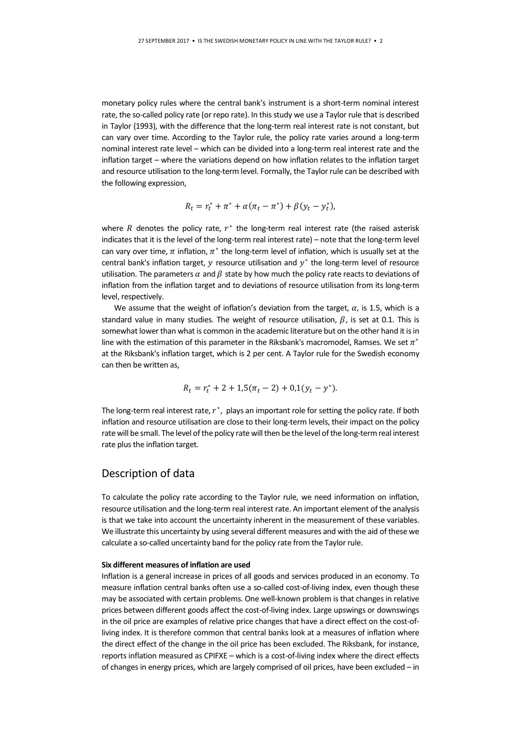monetary policy rules where the central bank's instrument is a short-term nominal interest rate, the so-called policy rate (or repo rate). In this study we use a Taylor rule that is described in Taylor (1993), with the difference that the long-term real interest rate is not constant, but can vary over time. According to the Taylor rule, the policy rate varies around a long-term nominal interest rate level – which can be divided into a long-term real interest rate and the inflation target – where the variations depend on how inflation relates to the inflation target and resource utilisation to the long-term level. Formally, the Taylor rule can be described with the following expression,

$$R_t = r_t^* + \pi^* + \alpha(\pi_t - \pi^*) + \beta(y_t - y_t^*),$$

where $R$ denotes the policy rate, $r^*$ the long-term real interest rate (the raised asterisk indicates that it is the level of the long-term real interest rate) – note that the long-term level can vary over time, $\pi$ inflation, $\pi^*$ the long-term level of inflation, which is usually set at the central bank's inflation target, $y$ resource utilisation and $y^*$ the long-term level of resource utilisation. The parameters $\alpha$ and $\beta$ state by how much the policy rate reacts to deviations of inflation from the inflation target and to deviations of resource utilisation from its long-term level, respectively.

We assume that the weight of inflation's deviation from the target, $\alpha$, is 1.5, which is a standard value in many studies. The weight of resource utilisation, $\beta$, is set at 0.1. This is somewhat lower than what is common in the academic literature but on the other hand it is in line with the estimation of this parameter in the Riksbank's macromodel, Ramses. We set $\pi^*$ at the Riksbank's inflation target, which is 2 per cent. A Taylor rule for the Swedish economy can then be written as,

$$R_t = r_t^* + 2 + 1{,}5(\pi_t - 2) + 0{,}1(y_t - y^*).$$

The long-term real interest rate, $r^*$, plays an important role for setting the policy rate. If both inflation and resource utilisation are close to their long-term levels, their impact on the policy rate will be small. The level of the policy rate will then be the level of the long-term real interest rate plus the inflation target.

## Description of data

To calculate the policy rate according to the Taylor rule, we need information on inflation, resource utilisation and the long-term real interest rate. An important element of the analysis is that we take into account the uncertainty inherent in the measurement of these variables. We illustrate this uncertainty by using several different measures and with the aid of these we calculate a so-called uncertainty band for the policy rate from the Taylor rule.

**Six different measures of inflation are used**

Inflation is a general increase in prices of all goods and services produced in an economy. To measure inflation central banks often use a so-called cost-of-living index, even though these may be associated with certain problems. One well-known problem is that changes in relative prices between different goods affect the cost-of-living index. Large upswings or downswings in the oil price are examples of relative price changes that have a direct effect on the cost-of-living index. It is therefore common that central banks look at a measures of inflation where the direct effect of the change in the oil price has been excluded. The Riksbank, for instance, reports inflation measured as CPIFXE – which is a cost-of-living index where the direct effects of changes in energy prices, which are largely comprised of oil prices, have been excluded – in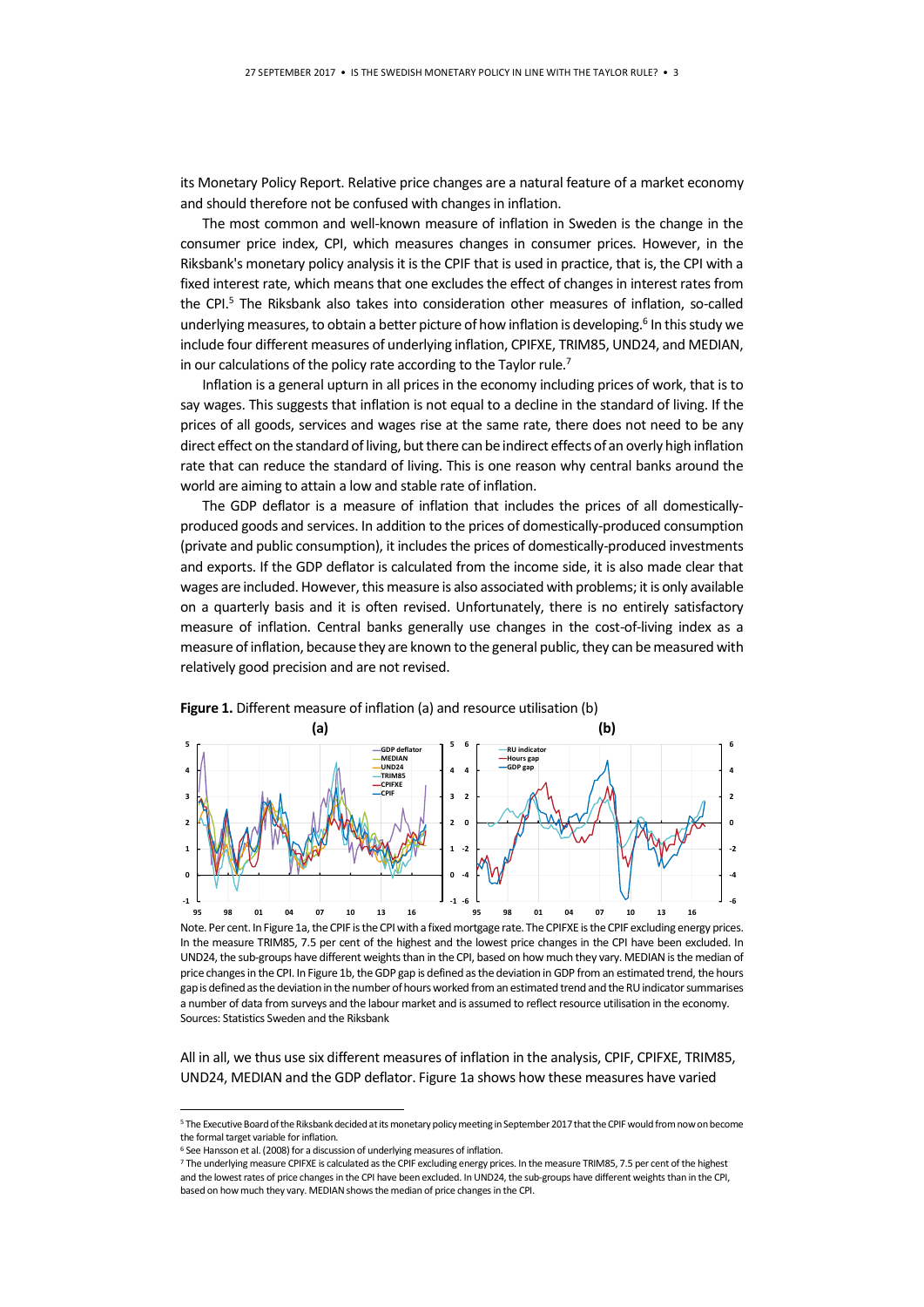its Monetary Policy Report. Relative price changes are a natural feature of a market economy and should therefore not be confused with changes in inflation.

The most common and well-known measure of inflation in Sweden is the change in the consumer price index, CPI, which measures changes in consumer prices. However, in the Riksbank's monetary policy analysis it is the CPIF that is used in practice, that is, the CPI with a fixed interest rate, which means that one excludes the effect of changes in interest rates from the CPI.[5] The Riksbank also takes into consideration other measures of inflation, so-called underlying measures, to obtain a better picture of how inflation is developing.[6] In this study we include four different measures of underlying inflation, CPIFXE, TRIM85, UND24, and MEDIAN, in our calculations of the policy rate according to the Taylor rule.[7]

Inflation is a general upturn in all prices in the economy including prices of work, that is to say wages. This suggests that inflation is not equal to a decline in the standard of living. If the prices of all goods, services and wages rise at the same rate, there does not need to be any direct effect on the standard of living, but there can be indirect effects of an overly high inflation rate that can reduce the standard of living. This is one reason why central banks around the world are aiming to attain a low and stable rate of inflation.

The GDP deflator is a measure of inflation that includes the prices of all domestically-produced goods and services. In addition to the prices of domestically-produced consumption (private and public consumption), it includes the prices of domestically-produced investments and exports. If the GDP deflator is calculated from the income side, it is also made clear that wages are included. However, this measure is also associated with problems; it is only available on a quarterly basis and it is often revised. Unfortunately, there is no entirely satisfactory measure of inflation. Central banks generally use changes in the cost-of-living index as a measure of inflation, because they are known to the general public, they can be measured with relatively good precision and are not revised.

**Figure 1.** Different measure of inflation (a) and resource utilisation (b)

Note. Per cent. In Figure 1a, the CPIF is the CPI with a fixed mortgage rate. The CPIFXE is the CPIF excluding energy prices. In the measure TRIM85, 7.5 per cent of the highest and the lowest price changes in the CPI have been excluded. In UND24, the sub-groups have different weights than in the CPI, based on how much they vary. MEDIAN is the median of price changes in the CPI. In Figure 1b, the GDP gap is defined as the deviation in GDP from an estimated trend, the hours gap is defined as the deviation in the number of hours worked from an estimated trend and the RU indicator summarises a number of data from surveys and the labour market and is assumed to reflect resource utilisation in the economy.
Sources: Statistics Sweden and the Riksbank

All in all, we thus use six different measures of inflation in the analysis, CPIF, CPIFXE, TRIM85, UND24, MEDIAN and the GDP deflator. Figure 1a shows how these measures have varied

---

[5] The Executive Board of the Riksbank decided at its monetary policy meeting in September 2017 that the CPIF would from now on become the formal target variable for inflation.

[6] See Hansson et al. (2008) for a discussion of underlying measures of inflation.

[7] The underlying measure CPIFXE is calculated as the CPIF excluding energy prices. In the measure TRIM85, 7.5 per cent of the highest and the lowest rates of price changes in the CPI have been excluded. In UND24, the sub-groups have different weights than in the CPI, based on how much they vary. MEDIAN shows the median of price changes in the CPI.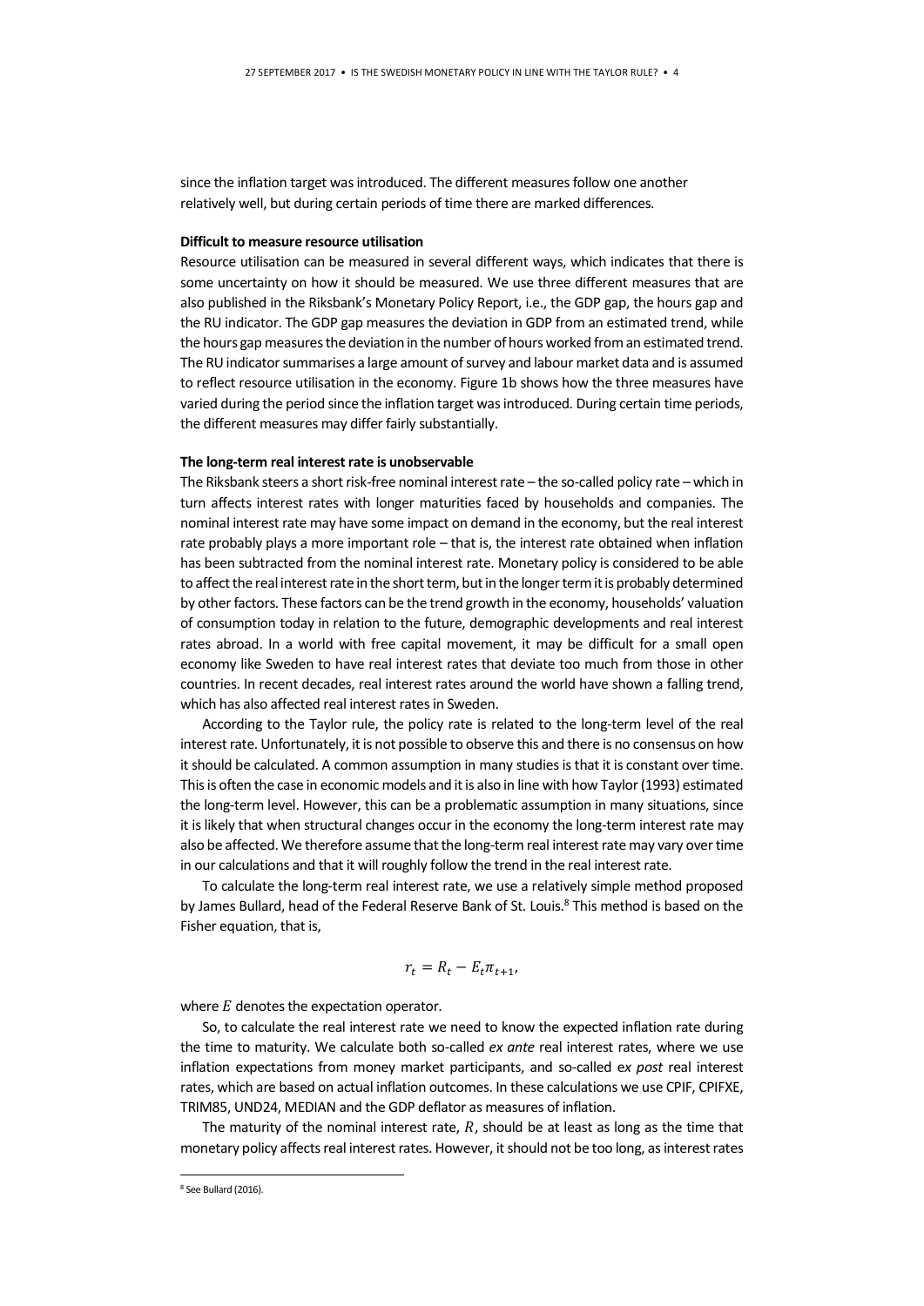since the inflation target was introduced. The different measures follow one another relatively well, but during certain periods of time there are marked differences.

**Difficult to measure resource utilisation**

Resource utilisation can be measured in several different ways, which indicates that there is some uncertainty on how it should be measured. We use three different measures that are also published in the Riksbank's Monetary Policy Report, i.e., the GDP gap, the hours gap and the RU indicator. The GDP gap measures the deviation in GDP from an estimated trend, while the hours gap measures the deviation in the number of hours worked from an estimated trend. The RU indicator summarises a large amount of survey and labour market data and is assumed to reflect resource utilisation in the economy. Figure 1b shows how the three measures have varied during the period since the inflation target was introduced. During certain time periods, the different measures may differ fairly substantially.

**The long-term real interest rate is unobservable**

The Riksbank steers a short risk-free nominal interest rate – the so-called policy rate – which in turn affects interest rates with longer maturities faced by households and companies. The nominal interest rate may have some impact on demand in the economy, but the real interest rate probably plays a more important role – that is, the interest rate obtained when inflation has been subtracted from the nominal interest rate. Monetary policy is considered to be able to affect the real interest rate in the short term, but in the longer term it is probably determined by other factors. These factors can be the trend growth in the economy, households' valuation of consumption today in relation to the future, demographic developments and real interest rates abroad. In a world with free capital movement, it may be difficult for a small open economy like Sweden to have real interest rates that deviate too much from those in other countries. In recent decades, real interest rates around the world have shown a falling trend, which has also affected real interest rates in Sweden.

According to the Taylor rule, the policy rate is related to the long-term level of the real interest rate. Unfortunately, it is not possible to observe this and there is no consensus on how it should be calculated. A common assumption in many studies is that it is constant over time. This is often the case in economic models and it is also in line with how Taylor (1993) estimated the long-term level. However, this can be a problematic assumption in many situations, since it is likely that when structural changes occur in the economy the long-term interest rate may also be affected. We therefore assume that the long-term real interest rate may vary over time in our calculations and that it will roughly follow the trend in the real interest rate.

To calculate the long-term real interest rate, we use a relatively simple method proposed by James Bullard, head of the Federal Reserve Bank of St. Louis.[8] This method is based on the Fisher equation, that is,

$$r_t = R_t - E_t \pi_{t+1},$$

where $E$ denotes the expectation operator.

So, to calculate the real interest rate we need to know the expected inflation rate during the time to maturity. We calculate both so-called *ex ante* real interest rates, where we use inflation expectations from money market participants, and so-called *ex post* real interest rates, which are based on actual inflation outcomes. In these calculations we use CPIF, CPIFXE, TRIM85, UND24, MEDIAN and the GDP deflator as measures of inflation.

The maturity of the nominal interest rate, $R$, should be at least as long as the time that monetary policy affects real interest rates. However, it should not be too long, as interest rates

---

[8] See Bullard (2016).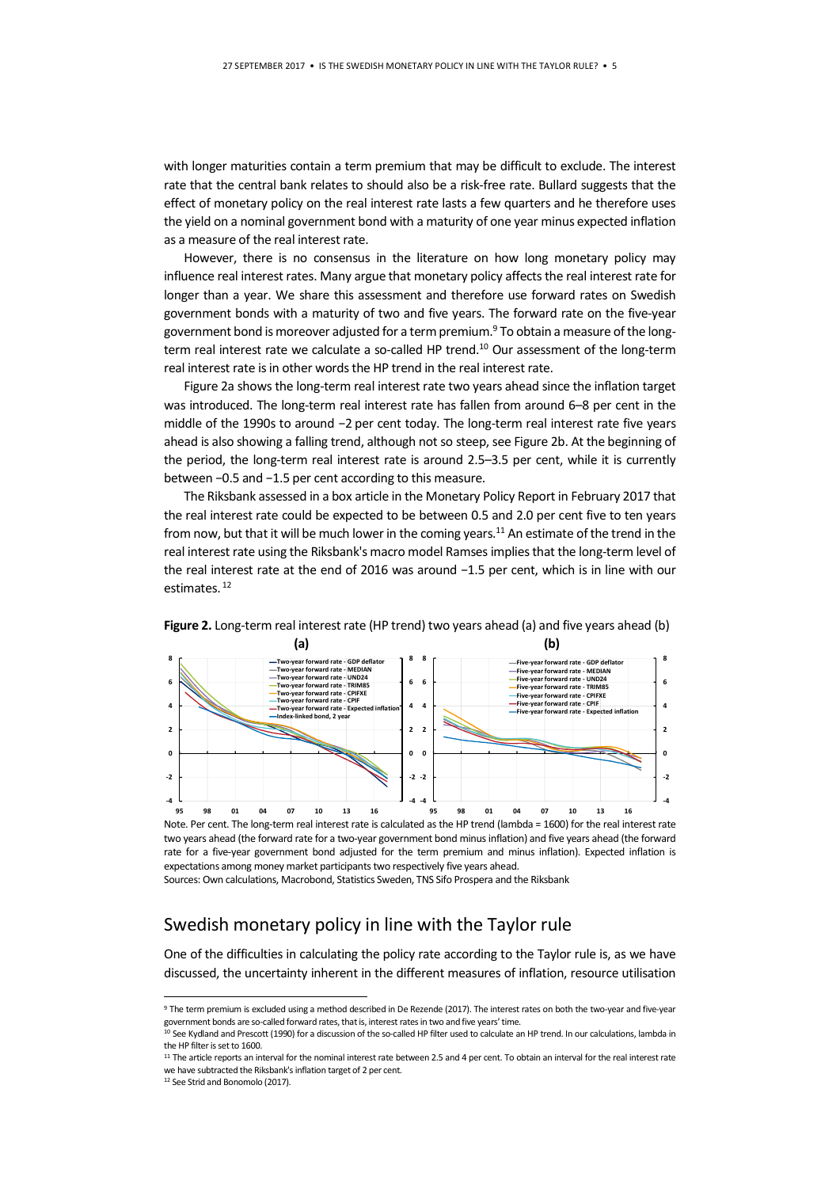with longer maturities contain a term premium that may be difficult to exclude. The interest rate that the central bank relates to should also be a risk-free rate. Bullard suggests that the effect of monetary policy on the real interest rate lasts a few quarters and he therefore uses the yield on a nominal government bond with a maturity of one year minus expected inflation as a measure of the real interest rate.

However, there is no consensus in the literature on how long monetary policy may influence real interest rates. Many argue that monetary policy affects the real interest rate for longer than a year. We share this assessment and therefore use forward rates on Swedish government bonds with a maturity of two and five years. The forward rate on the five-year government bond is moreover adjusted for a term premium.[9] To obtain a measure of the long-term real interest rate we calculate a so-called HP trend.[10] Our assessment of the long-term real interest rate is in other words the HP trend in the real interest rate.

Figure 2a shows the long-term real interest rate two years ahead since the inflation target was introduced. The long-term real interest rate has fallen from around 6–8 per cent in the middle of the 1990s to around −2 per cent today. The long-term real interest rate five years ahead is also showing a falling trend, although not so steep, see Figure 2b. At the beginning of the period, the long-term real interest rate is around 2.5–3.5 per cent, while it is currently between −0.5 and −1.5 per cent according to this measure.

The Riksbank assessed in a box article in the Monetary Policy Report in February 2017 that the real interest rate could be expected to be between 0.5 and 2.0 per cent five to ten years from now, but that it will be much lower in the coming years.[11] An estimate of the trend in the real interest rate using the Riksbank's macro model Ramses implies that the long-term level of the real interest rate at the end of 2016 was around −1.5 per cent, which is in line with our estimates.[12]

**Figure 2.** Long-term real interest rate (HP trend) two years ahead (a) and five years ahead (b)

Note. Per cent. The long-term real interest rate is calculated as the HP trend (lambda = 1600) for the real interest rate two years ahead (the forward rate for a two-year government bond minus inflation) and five years ahead (the forward rate for a five-year government bond adjusted for the term premium and minus inflation). Expected inflation is expectations among money market participants two respectively five years ahead.

Sources: Own calculations, Macrobond, Statistics Sweden, TNS Sifo Prospera and the Riksbank

## Swedish monetary policy in line with the Taylor rule

One of the difficulties in calculating the policy rate according to the Taylor rule is, as we have discussed, the uncertainty inherent in the different measures of inflation, resource utilisation

---

[9] The term premium is excluded using a method described in De Rezende (2017). The interest rates on both the two-year and five-year government bonds are so-called forward rates, that is, interest rates in two and five years' time.

[10] See Kydland and Prescott (1990) for a discussion of the so-called HP filter used to calculate an HP trend. In our calculations, lambda in the HP filter is set to 1600.

[11] The article reports an interval for the nominal interest rate between 2.5 and 4 per cent. To obtain an interval for the real interest rate we have subtracted the Riksbank's inflation target of 2 per cent.

[12] See Strid and Bonomolo (2017).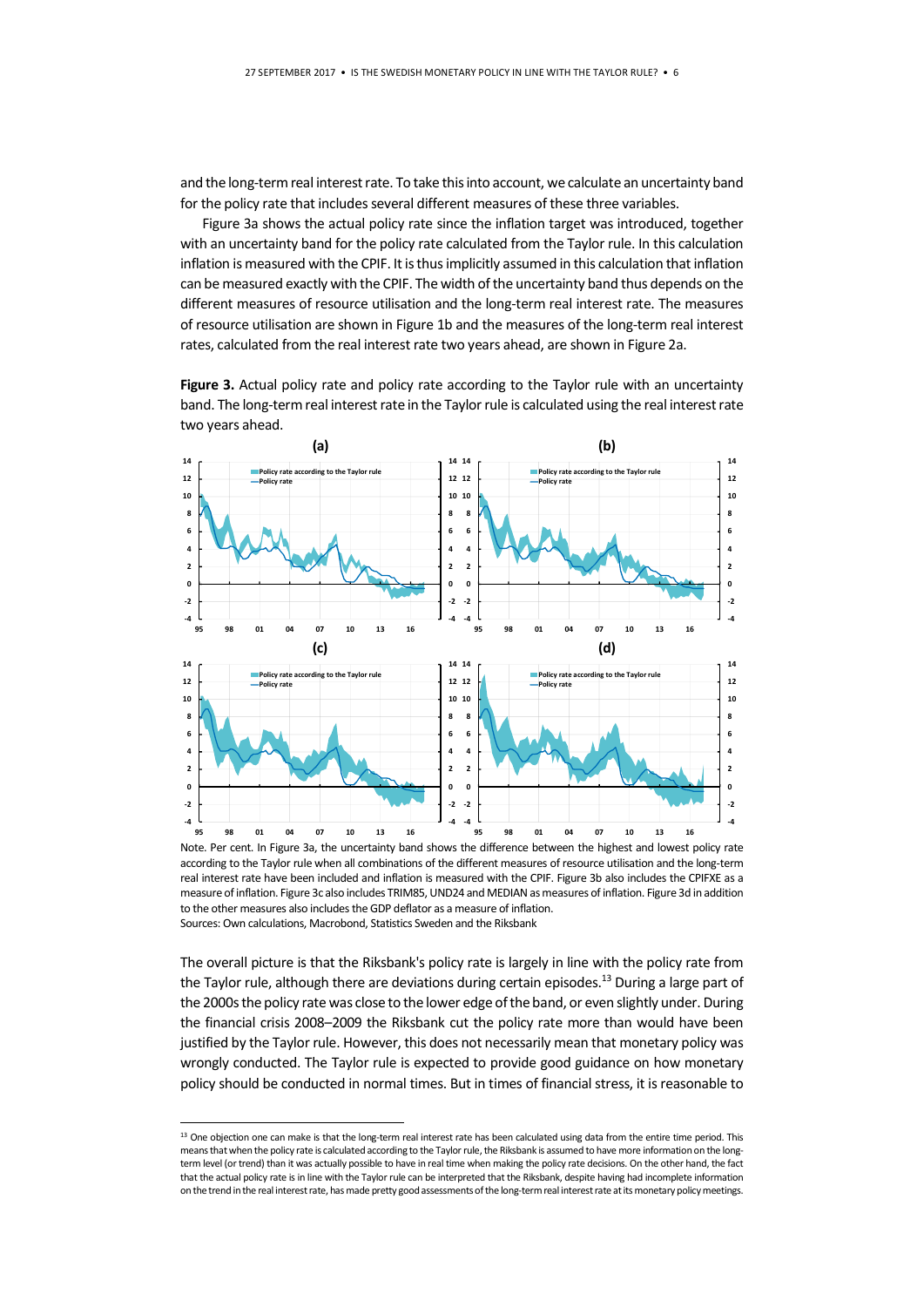and the long-term real interest rate. To take this into account, we calculate an uncertainty band for the policy rate that includes several different measures of these three variables.

Figure 3a shows the actual policy rate since the inflation target was introduced, together with an uncertainty band for the policy rate calculated from the Taylor rule. In this calculation inflation is measured with the CPIF. It is thus implicitly assumed in this calculation that inflation can be measured exactly with the CPIF. The width of the uncertainty band thus depends on the different measures of resource utilisation and the long-term real interest rate. The measures of resource utilisation are shown in Figure 1b and the measures of the long-term real interest rates, calculated from the real interest rate two years ahead, are shown in Figure 2a.

**Figure 3.** Actual policy rate and policy rate according to the Taylor rule with an uncertainty band. The long-term real interest rate in the Taylor rule is calculated using the real interest rate two years ahead.

Note. Per cent. In Figure 3a, the uncertainty band shows the difference between the highest and lowest policy rate according to the Taylor rule when all combinations of the different measures of resource utilisation and the long-term real interest rate have been included and inflation is measured with the CPIF. Figure 3b also includes the CPIFXE as a measure of inflation. Figure 3c also includes TRIM85, UND24 and MEDIAN as measures of inflation. Figure 3d in addition to the other measures also includes the GDP deflator as a measure of inflation.
Sources: Own calculations, Macrobond, Statistics Sweden and the Riksbank

The overall picture is that the Riksbank's policy rate is largely in line with the policy rate from the Taylor rule, although there are deviations during certain episodes.[13] During a large part of the 2000s the policy rate was close to the lower edge of the band, or even slightly under. During the financial crisis 2008–2009 the Riksbank cut the policy rate more than would have been justified by the Taylor rule. However, this does not necessarily mean that monetary policy was wrongly conducted. The Taylor rule is expected to provide good guidance on how monetary policy should be conducted in normal times. But in times of financial stress, it is reasonable to

[13] One objection one can make is that the long-term real interest rate has been calculated using data from the entire time period. This means that when the policy rate is calculated according to the Taylor rule, the Riksbank is assumed to have more information on the long-term level (or trend) than it was actually possible to have in real time when making the policy rate decisions. On the other hand, the fact that the actual policy rate is in line with the Taylor rule can be interpreted that the Riksbank, despite having had incomplete information on the trend in the real interest rate, has made pretty good assessments of the long-term real interest rate at its monetary policy meetings.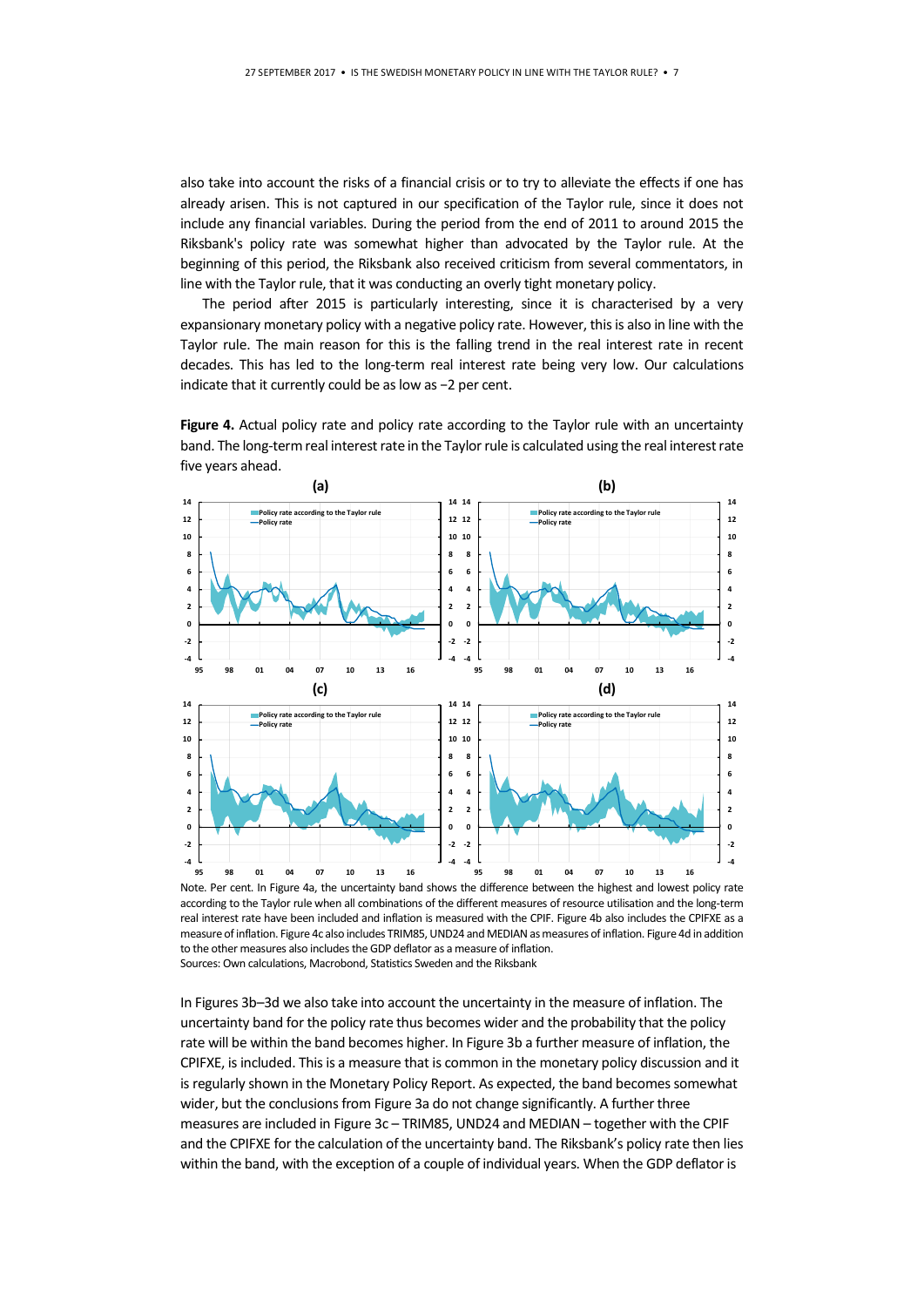also take into account the risks of a financial crisis or to try to alleviate the effects if one has already arisen. This is not captured in our specification of the Taylor rule, since it does not include any financial variables. During the period from the end of 2011 to around 2015 the Riksbank's policy rate was somewhat higher than advocated by the Taylor rule. At the beginning of this period, the Riksbank also received criticism from several commentators, in line with the Taylor rule, that it was conducting an overly tight monetary policy.

The period after 2015 is particularly interesting, since it is characterised by a very expansionary monetary policy with a negative policy rate. However, this is also in line with the Taylor rule. The main reason for this is the falling trend in the real interest rate in recent decades. This has led to the long-term real interest rate being very low. Our calculations indicate that it currently could be as low as −2 per cent.

**Figure 4.** Actual policy rate and policy rate according to the Taylor rule with an uncertainty band. The long-term real interest rate in the Taylor rule is calculated using the real interest rate five years ahead.

Note. Per cent. In Figure 4a, the uncertainty band shows the difference between the highest and lowest policy rate according to the Taylor rule when all combinations of the different measures of resource utilisation and the long-term real interest rate have been included and inflation is measured with the CPIF. Figure 4b also includes the CPIFXE as a measure of inflation. Figure 4c also includes TRIM85, UND24 and MEDIAN as measures of inflation. Figure 4d in addition to the other measures also includes the GDP deflator as a measure of inflation.
Sources: Own calculations, Macrobond, Statistics Sweden and the Riksbank

In Figures 3b–3d we also take into account the uncertainty in the measure of inflation. The uncertainty band for the policy rate thus becomes wider and the probability that the policy rate will be within the band becomes higher. In Figure 3b a further measure of inflation, the CPIFXE, is included. This is a measure that is common in the monetary policy discussion and it is regularly shown in the Monetary Policy Report. As expected, the band becomes somewhat wider, but the conclusions from Figure 3a do not change significantly. A further three measures are included in Figure 3c – TRIM85, UND24 and MEDIAN – together with the CPIF and the CPIFXE for the calculation of the uncertainty band. The Riksbank's policy rate then lies within the band, with the exception of a couple of individual years. When the GDP deflator is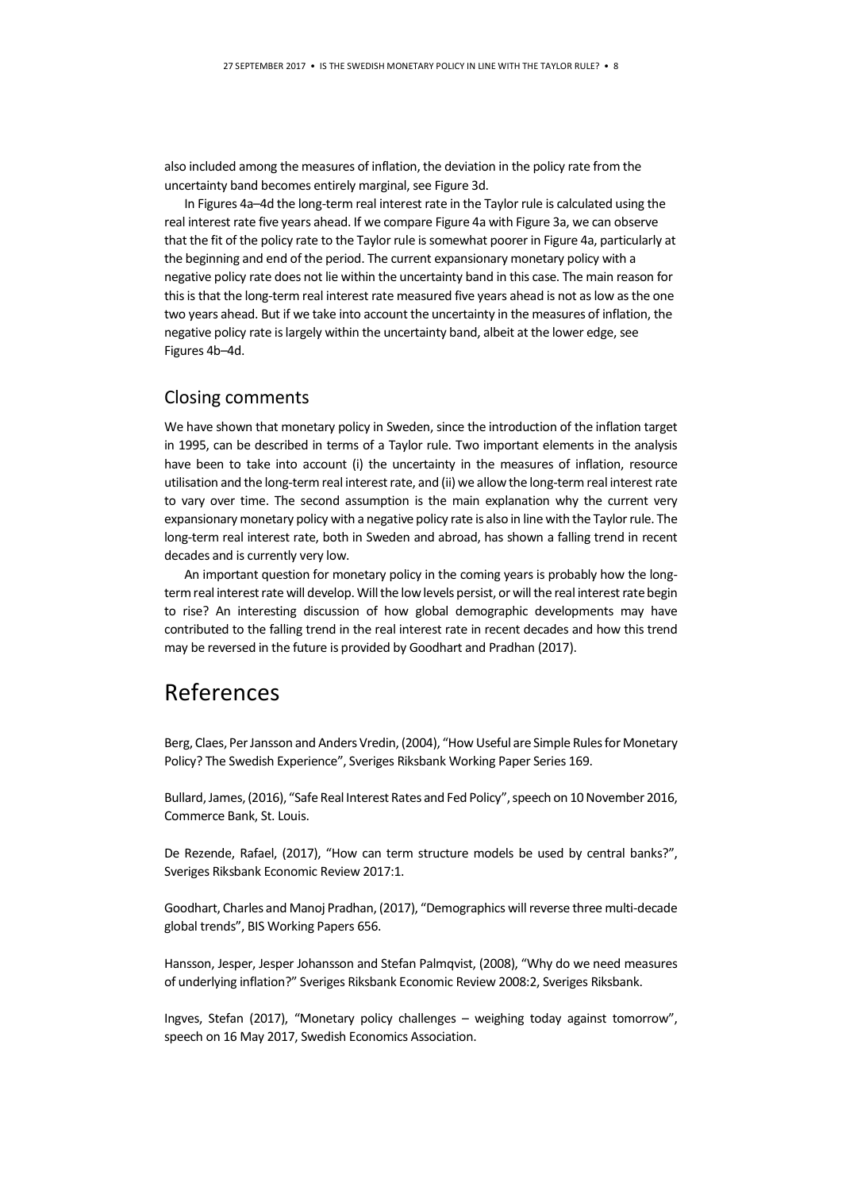also included among the measures of inflation, the deviation in the policy rate from the uncertainty band becomes entirely marginal, see Figure 3d.

In Figures 4a–4d the long-term real interest rate in the Taylor rule is calculated using the real interest rate five years ahead. If we compare Figure 4a with Figure 3a, we can observe that the fit of the policy rate to the Taylor rule is somewhat poorer in Figure 4a, particularly at the beginning and end of the period. The current expansionary monetary policy with a negative policy rate does not lie within the uncertainty band in this case. The main reason for this is that the long-term real interest rate measured five years ahead is not as low as the one two years ahead. But if we take into account the uncertainty in the measures of inflation, the negative policy rate is largely within the uncertainty band, albeit at the lower edge, see Figures 4b–4d.

## Closing comments

We have shown that monetary policy in Sweden, since the introduction of the inflation target in 1995, can be described in terms of a Taylor rule. Two important elements in the analysis have been to take into account (i) the uncertainty in the measures of inflation, resource utilisation and the long-term real interest rate, and (ii) we allow the long-term real interest rate to vary over time. The second assumption is the main explanation why the current very expansionary monetary policy with a negative policy rate is also in line with the Taylor rule. The long-term real interest rate, both in Sweden and abroad, has shown a falling trend in recent decades and is currently very low.

An important question for monetary policy in the coming years is probably how the long-term real interest rate will develop. Will the low levels persist, or will the real interest rate begin to rise? An interesting discussion of how global demographic developments may have contributed to the falling trend in the real interest rate in recent decades and how this trend may be reversed in the future is provided by Goodhart and Pradhan (2017).

# References

Berg, Claes, Per Jansson and Anders Vredin, (2004), "How Useful are Simple Rules for Monetary Policy? The Swedish Experience", Sveriges Riksbank Working Paper Series 169.

Bullard, James, (2016), "Safe Real Interest Rates and Fed Policy", speech on 10 November 2016, Commerce Bank, St. Louis.

De Rezende, Rafael, (2017), "How can term structure models be used by central banks?", Sveriges Riksbank Economic Review 2017:1.

Goodhart, Charles and Manoj Pradhan, (2017), "Demographics will reverse three multi-decade global trends", BIS Working Papers 656.

Hansson, Jesper, Jesper Johansson and Stefan Palmqvist, (2008), "Why do we need measures of underlying inflation?" Sveriges Riksbank Economic Review 2008:2, Sveriges Riksbank.

Ingves, Stefan (2017), "Monetary policy challenges – weighing today against tomorrow", speech on 16 May 2017, Swedish Economics Association.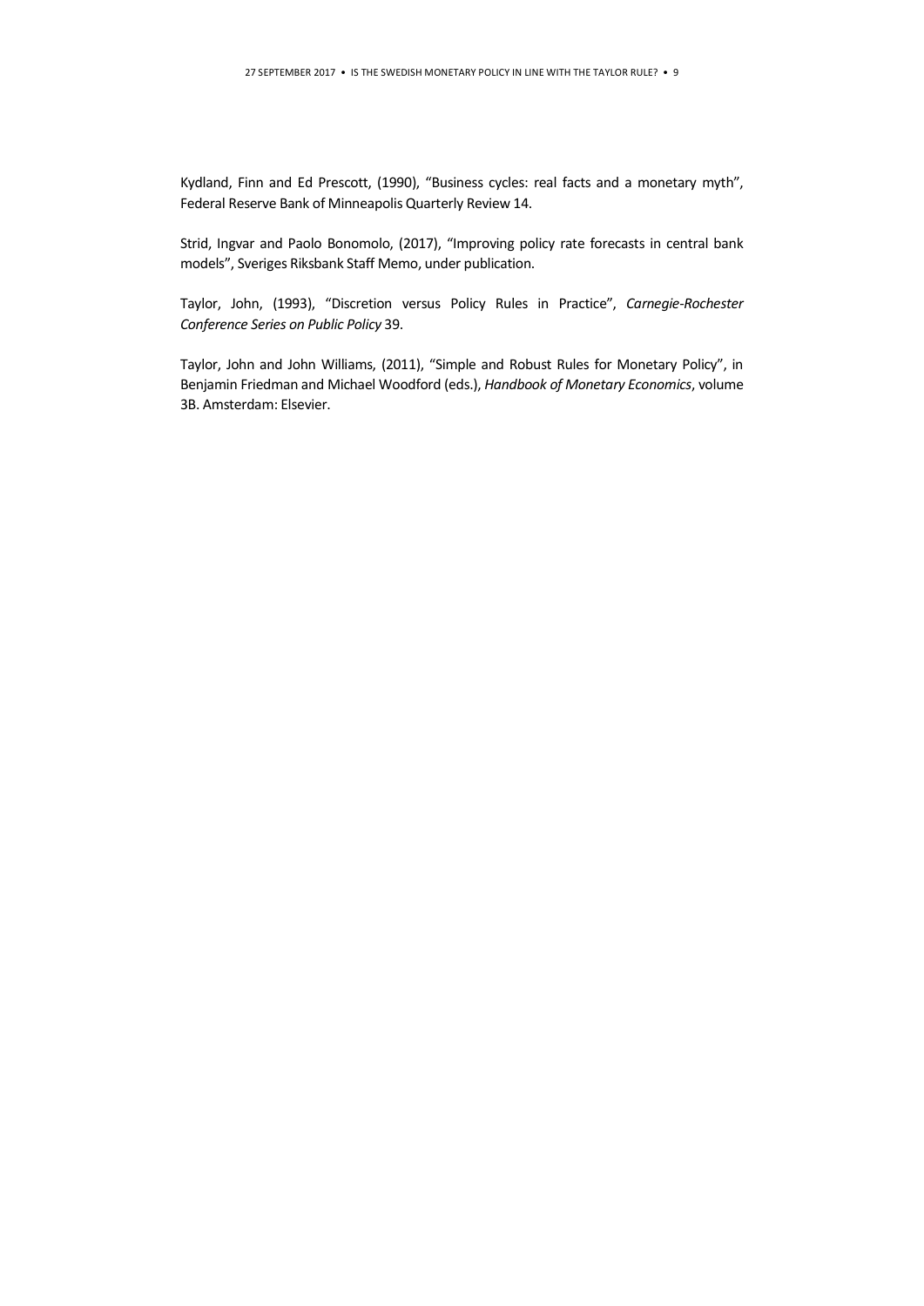Kydland, Finn and Ed Prescott, (1990), “Business cycles: real facts and a monetary myth”, Federal Reserve Bank of Minneapolis Quarterly Review 14.

Strid, Ingvar and Paolo Bonomolo, (2017), “Improving policy rate forecasts in central bank models”, Sveriges Riksbank Staff Memo, under publication.

Taylor, John, (1993), “Discretion versus Policy Rules in Practice”, *Carnegie-Rochester Conference Series on Public Policy* 39.

Taylor, John and John Williams, (2011), “Simple and Robust Rules for Monetary Policy”, in Benjamin Friedman and Michael Woodford (eds.), *Handbook of Monetary Economics*, volume 3B. Amsterdam: Elsevier.